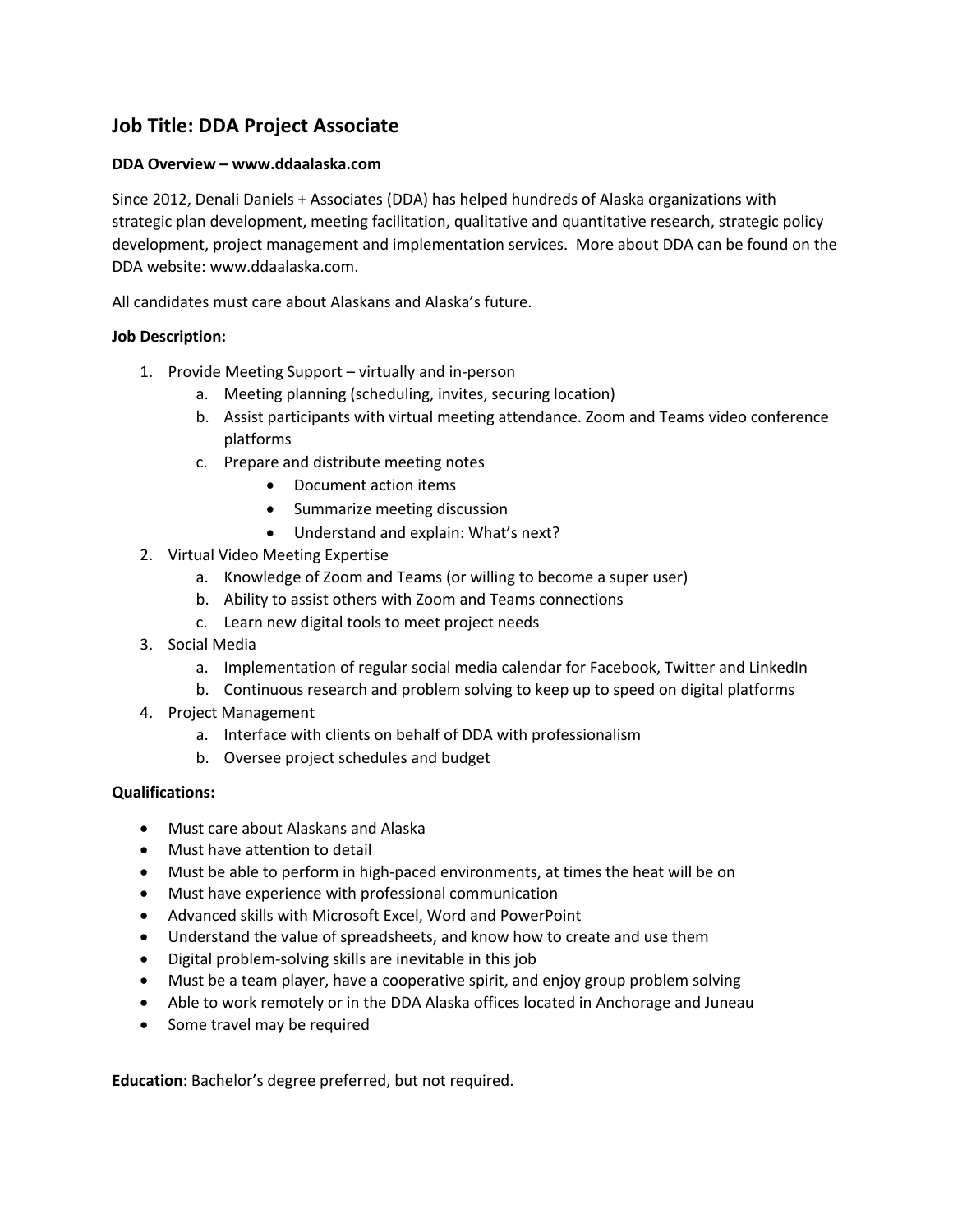## Job Title: DDA Project Associate

**DDA Overview – www.ddaalaska.com**

Since 2012, Denali Daniels + Associates (DDA) has helped hundreds of Alaska organizations with strategic plan development, meeting facilitation, qualitative and quantitative research, strategic policy development, project management and implementation services. More about DDA can be found on the DDA website: www.ddaalaska.com.

All candidates must care about Alaskans and Alaska's future.

**Job Description:**

1. Provide Meeting Support – virtually and in-person
   a. Meeting planning (scheduling, invites, securing location)
   b. Assist participants with virtual meeting attendance. Zoom and Teams video conference platforms
   c. Prepare and distribute meeting notes
      - Document action items
      - Summarize meeting discussion
      - Understand and explain: What's next?
2. Virtual Video Meeting Expertise
   a. Knowledge of Zoom and Teams (or willing to become a super user)
   b. Ability to assist others with Zoom and Teams connections
   c. Learn new digital tools to meet project needs
3. Social Media
   a. Implementation of regular social media calendar for Facebook, Twitter and LinkedIn
   b. Continuous research and problem solving to keep up to speed on digital platforms
4. Project Management
   a. Interface with clients on behalf of DDA with professionalism
   b. Oversee project schedules and budget

**Qualifications:**

- Must care about Alaskans and Alaska
- Must have attention to detail
- Must be able to perform in high-paced environments, at times the heat will be on
- Must have experience with professional communication
- Advanced skills with Microsoft Excel, Word and PowerPoint
- Understand the value of spreadsheets, and know how to create and use them
- Digital problem-solving skills are inevitable in this job
- Must be a team player, have a cooperative spirit, and enjoy group problem solving
- Able to work remotely or in the DDA Alaska offices located in Anchorage and Juneau
- Some travel may be required

**Education**: Bachelor's degree preferred, but not required.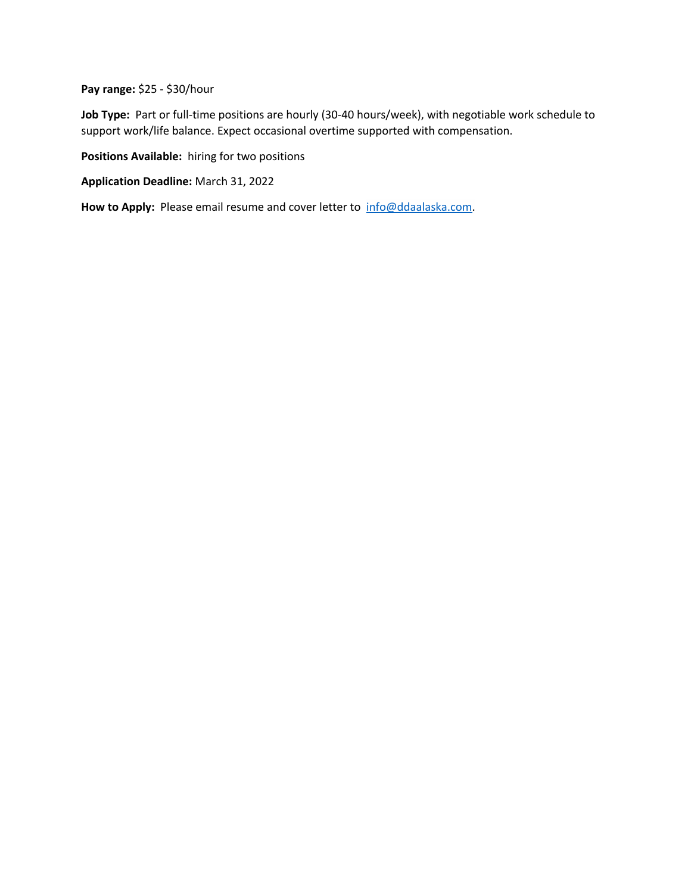**Pay range:** $25 - $30/hour

**Job Type:** Part or full-time positions are hourly (30-40 hours/week), with negotiable work schedule to support work/life balance. Expect occasional overtime supported with compensation.

**Positions Available:** hiring for two positions

**Application Deadline:** March 31, 2022

**How to Apply:** Please email resume and cover letter to [info@ddaalaska.com](mailto:info@ddaalaska.com).